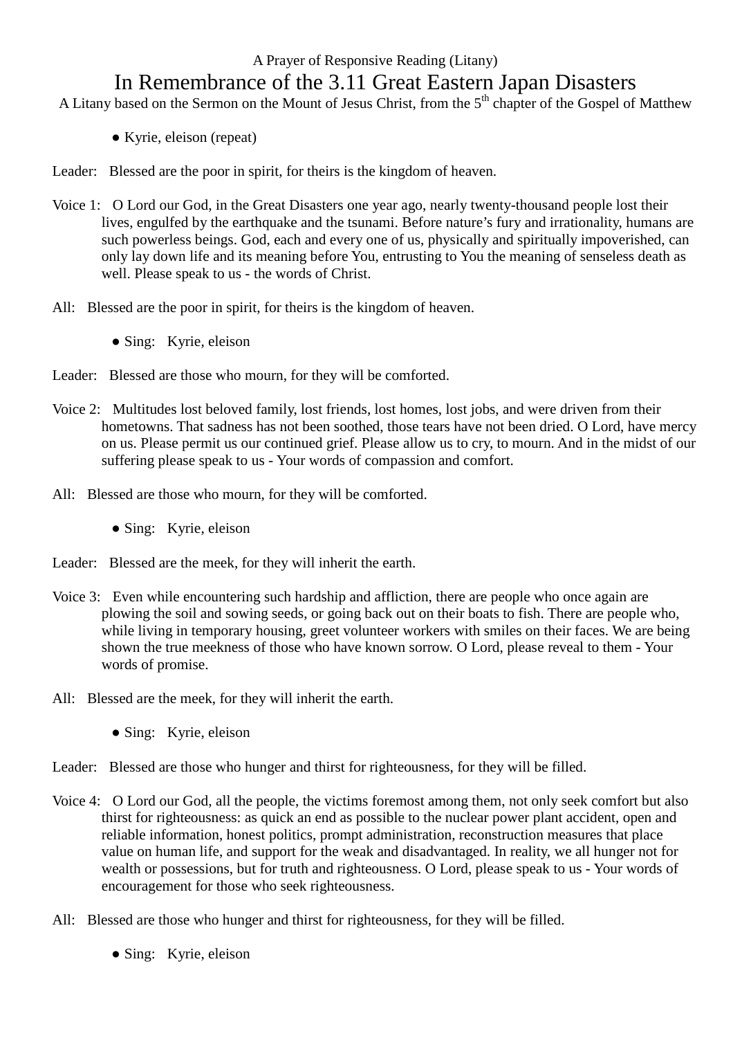A Prayer of Responsive Reading (Litany)

# In Remembrance of the 3.11 Great Eastern Japan Disasters

A Litany based on the Sermon on the Mount of Jesus Christ, from the 5th chapter of the Gospel of Matthew

- Kyrie, eleison (repeat)

Leader: Blessed are the poor in spirit, for theirs is the kingdom of heaven.

Voice 1: O Lord our God, in the Great Disasters one year ago, nearly twenty-thousand people lost their lives, engulfed by the earthquake and the tsunami. Before nature's fury and irrationality, humans are such powerless beings. God, each and every one of us, physically and spiritually impoverished, can only lay down life and its meaning before You, entrusting to You the meaning of senseless death as well. Please speak to us - the words of Christ.

All: Blessed are the poor in spirit, for theirs is the kingdom of heaven.

- Sing: Kyrie, eleison

Leader: Blessed are those who mourn, for they will be comforted.

Voice 2: Multitudes lost beloved family, lost friends, lost homes, lost jobs, and were driven from their hometowns. That sadness has not been soothed, those tears have not been dried. O Lord, have mercy on us. Please permit us our continued grief. Please allow us to cry, to mourn. And in the midst of our suffering please speak to us - Your words of compassion and comfort.

All: Blessed are those who mourn, for they will be comforted.

- Sing: Kyrie, eleison

Leader: Blessed are the meek, for they will inherit the earth.

Voice 3: Even while encountering such hardship and affliction, there are people who once again are plowing the soil and sowing seeds, or going back out on their boats to fish. There are people who, while living in temporary housing, greet volunteer workers with smiles on their faces. We are being shown the true meekness of those who have known sorrow. O Lord, please reveal to them - Your words of promise.

All: Blessed are the meek, for they will inherit the earth.

- Sing: Kyrie, eleison

Leader: Blessed are those who hunger and thirst for righteousness, for they will be filled.

Voice 4: O Lord our God, all the people, the victims foremost among them, not only seek comfort but also thirst for righteousness: as quick an end as possible to the nuclear power plant accident, open and reliable information, honest politics, prompt administration, reconstruction measures that place value on human life, and support for the weak and disadvantaged. In reality, we all hunger not for wealth or possessions, but for truth and righteousness. O Lord, please speak to us - Your words of encouragement for those who seek righteousness.

All: Blessed are those who hunger and thirst for righteousness, for they will be filled.

- Sing: Kyrie, eleison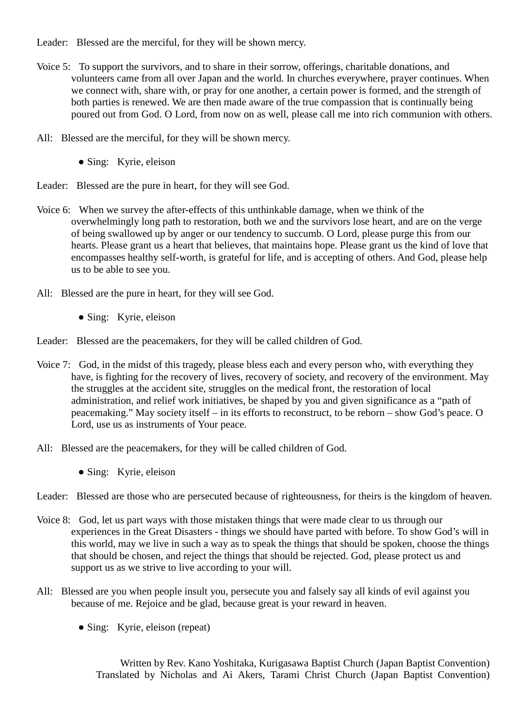Leader: Blessed are the merciful, for they will be shown mercy.

Voice 5: To support the survivors, and to share in their sorrow, offerings, charitable donations, and volunteers came from all over Japan and the world. In churches everywhere, prayer continues. When we connect with, share with, or pray for one another, a certain power is formed, and the strength of both parties is renewed. We are then made aware of the true compassion that is continually being poured out from God. O Lord, from now on as well, please call me into rich communion with others.

All: Blessed are the merciful, for they will be shown mercy.

- Sing: Kyrie, eleison

Leader: Blessed are the pure in heart, for they will see God.

Voice 6: When we survey the after-effects of this unthinkable damage, when we think of the overwhelmingly long path to restoration, both we and the survivors lose heart, and are on the verge of being swallowed up by anger or our tendency to succumb. O Lord, please purge this from our hearts. Please grant us a heart that believes, that maintains hope. Please grant us the kind of love that encompasses healthy self-worth, is grateful for life, and is accepting of others. And God, please help us to be able to see you.

All: Blessed are the pure in heart, for they will see God.

- Sing: Kyrie, eleison

Leader: Blessed are the peacemakers, for they will be called children of God.

Voice 7: God, in the midst of this tragedy, please bless each and every person who, with everything they have, is fighting for the recovery of lives, recovery of society, and recovery of the environment. May the struggles at the accident site, struggles on the medical front, the restoration of local administration, and relief work initiatives, be shaped by you and given significance as a "path of peacemaking." May society itself – in its efforts to reconstruct, to be reborn – show God's peace. O Lord, use us as instruments of Your peace.

All: Blessed are the peacemakers, for they will be called children of God.

- Sing: Kyrie, eleison

Leader: Blessed are those who are persecuted because of righteousness, for theirs is the kingdom of heaven.

Voice 8: God, let us part ways with those mistaken things that were made clear to us through our experiences in the Great Disasters - things we should have parted with before. To show God's will in this world, may we live in such a way as to speak the things that should be spoken, choose the things that should be chosen, and reject the things that should be rejected. God, please protect us and support us as we strive to live according to your will.

All: Blessed are you when people insult you, persecute you and falsely say all kinds of evil against you because of me. Rejoice and be glad, because great is your reward in heaven.

- Sing: Kyrie, eleison (repeat)

Written by Rev. Kano Yoshitaka, Kurigasawa Baptist Church (Japan Baptist Convention)
Translated by Nicholas and Ai Akers, Tarami Christ Church (Japan Baptist Convention)